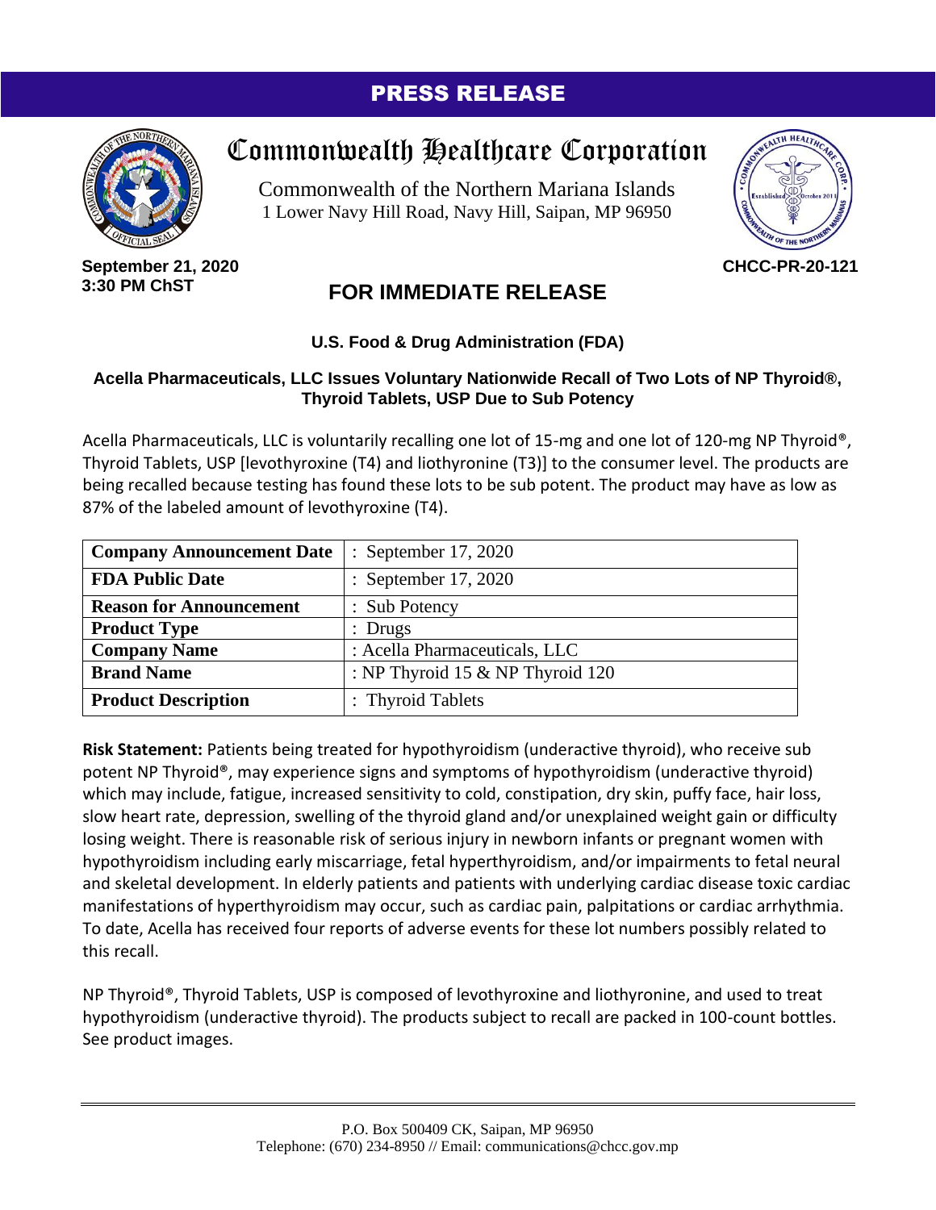# PRESS RELEASE

## Commonwealth Healthcare Corporation

Commonwealth of the Northern Mariana Islands
1 Lower Navy Hill Road, Navy Hill, Saipan, MP 96950

**September 21, 2020**
**3:30 PM ChST**

**CHCC-PR-20-121**

## FOR IMMEDIATE RELEASE

### U.S. Food & Drug Administration (FDA)

### Acella Pharmaceuticals, LLC Issues Voluntary Nationwide Recall of Two Lots of NP Thyroid®, Thyroid Tablets, USP Due to Sub Potency

Acella Pharmaceuticals, LLC is voluntarily recalling one lot of 15-mg and one lot of 120-mg NP Thyroid®, Thyroid Tablets, USP [levothyroxine (T4) and liothyronine (T3)] to the consumer level. The products are being recalled because testing has found these lots to be sub potent. The product may have as low as 87% of the labeled amount of levothyroxine (T4).

| | |
|---|---|
| **Company Announcement Date** | : September 17, 2020 |
| **FDA Public Date** | : September 17, 2020 |
| **Reason for Announcement** | : Sub Potency |
| **Product Type** | : Drugs |
| **Company Name** | : Acella Pharmaceuticals, LLC |
| **Brand Name** | : NP Thyroid 15 & NP Thyroid 120 |
| **Product Description** | : Thyroid Tablets |

**Risk Statement:** Patients being treated for hypothyroidism (underactive thyroid), who receive sub potent NP Thyroid®, may experience signs and symptoms of hypothyroidism (underactive thyroid) which may include, fatigue, increased sensitivity to cold, constipation, dry skin, puffy face, hair loss, slow heart rate, depression, swelling of the thyroid gland and/or unexplained weight gain or difficulty losing weight. There is reasonable risk of serious injury in newborn infants or pregnant women with hypothyroidism including early miscarriage, fetal hyperthyroidism, and/or impairments to fetal neural and skeletal development. In elderly patients and patients with underlying cardiac disease toxic cardiac manifestations of hyperthyroidism may occur, such as cardiac pain, palpitations or cardiac arrhythmia. To date, Acella has received four reports of adverse events for these lot numbers possibly related to this recall.

NP Thyroid®, Thyroid Tablets, USP is composed of levothyroxine and liothyronine, and used to treat hypothyroidism (underactive thyroid). The products subject to recall are packed in 100-count bottles. See product images.

P.O. Box 500409 CK, Saipan, MP 96950
Telephone: (670) 234-8950 // Email: communications@chcc.gov.mp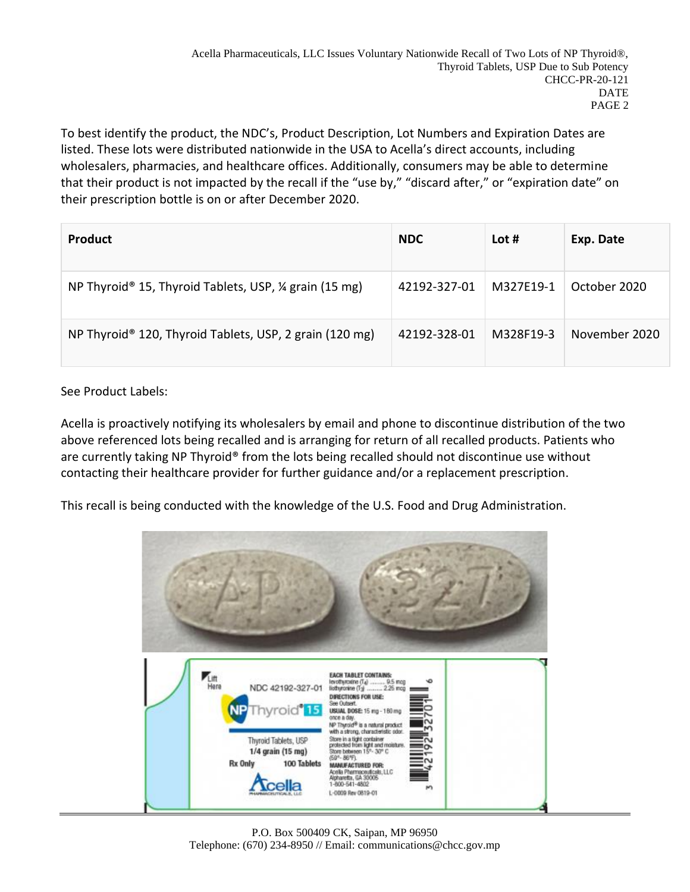To best identify the product, the NDC's, Product Description, Lot Numbers and Expiration Dates are listed. These lots were distributed nationwide in the USA to Acella's direct accounts, including wholesalers, pharmacies, and healthcare offices. Additionally, consumers may be able to determine that their product is not impacted by the recall if the "use by," "discard after," or "expiration date" on their prescription bottle is on or after December 2020.

| Product | NDC | Lot # | Exp. Date |
|---|---|---|---|
| NP Thyroid® 15, Thyroid Tablets, USP, ¼ grain (15 mg) | 42192-327-01 | M327E19-1 | October 2020 |
| NP Thyroid® 120, Thyroid Tablets, USP, 2 grain (120 mg) | 42192-328-01 | M328F19-3 | November 2020 |

See Product Labels:

Acella is proactively notifying its wholesalers by email and phone to discontinue distribution of the two above referenced lots being recalled and is arranging for return of all recalled products. Patients who are currently taking NP Thyroid® from the lots being recalled should not discontinue use without contacting their healthcare provider for further guidance and/or a replacement prescription.

This recall is being conducted with the knowledge of the U.S. Food and Drug Administration.

P.O. Box 500409 CK, Saipan, MP 96950
Telephone: (670) 234-8950 // Email: communications@chcc.gov.mp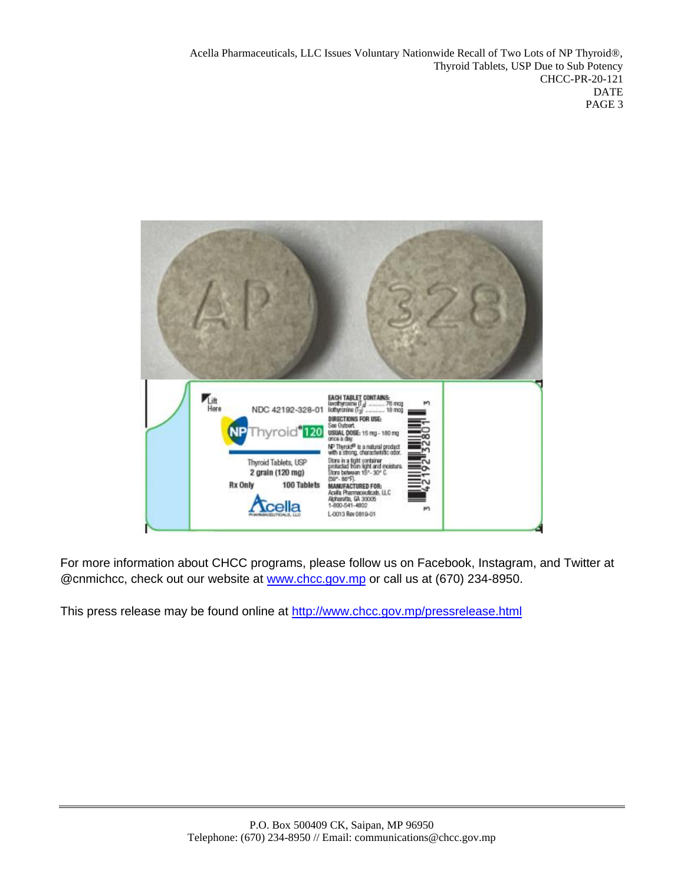For more information about CHCC programs, please follow us on Facebook, Instagram, and Twitter at @cnmichcc, check out our website at [www.chcc.gov.mp](http://www.chcc.gov.mp) or call us at (670) 234-8950.

This press release may be found online at [http://www.chcc.gov.mp/pressrelease.html](http://www.chcc.gov.mp/pressrelease.html)